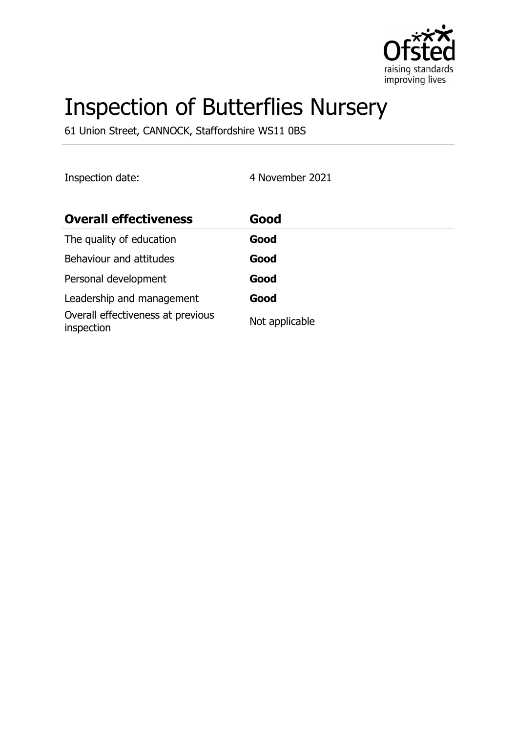# Inspection of Butterflies Nursery

61 Union Street, CANNOCK, Staffordshire WS11 0BS

Inspection date: 4 November 2021

| **Overall effectiveness** | **Good** |
| --- | --- |
| The quality of education | **Good** |
| Behaviour and attitudes | **Good** |
| Personal development | **Good** |
| Leadership and management | **Good** |
| Overall effectiveness at previous inspection | Not applicable |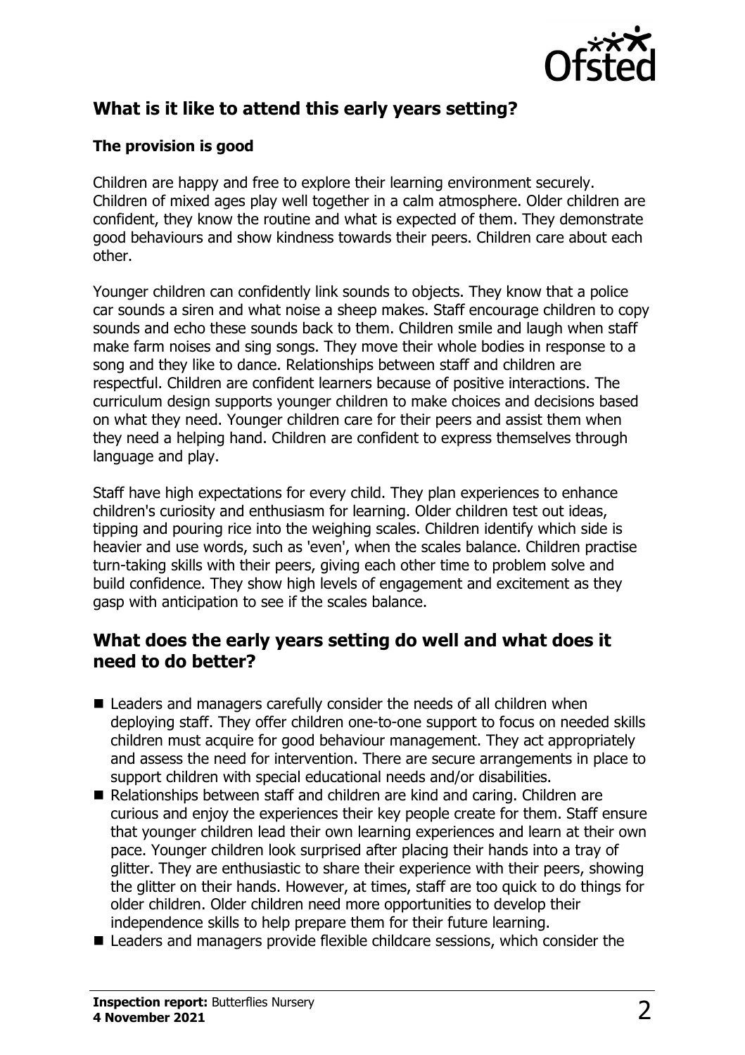## What is it like to attend this early years setting?

### The provision is good

Children are happy and free to explore their learning environment securely. Children of mixed ages play well together in a calm atmosphere. Older children are confident, they know the routine and what is expected of them. They demonstrate good behaviours and show kindness towards their peers. Children care about each other.

Younger children can confidently link sounds to objects. They know that a police car sounds a siren and what noise a sheep makes. Staff encourage children to copy sounds and echo these sounds back to them. Children smile and laugh when staff make farm noises and sing songs. They move their whole bodies in response to a song and they like to dance. Relationships between staff and children are respectful. Children are confident learners because of positive interactions. The curriculum design supports younger children to make choices and decisions based on what they need. Younger children care for their peers and assist them when they need a helping hand. Children are confident to express themselves through language and play.

Staff have high expectations for every child. They plan experiences to enhance children's curiosity and enthusiasm for learning. Older children test out ideas, tipping and pouring rice into the weighing scales. Children identify which side is heavier and use words, such as 'even', when the scales balance. Children practise turn-taking skills with their peers, giving each other time to problem solve and build confidence. They show high levels of engagement and excitement as they gasp with anticipation to see if the scales balance.

## What does the early years setting do well and what does it need to do better?

- Leaders and managers carefully consider the needs of all children when deploying staff. They offer children one-to-one support to focus on needed skills children must acquire for good behaviour management. They act appropriately and assess the need for intervention. There are secure arrangements in place to support children with special educational needs and/or disabilities.
- Relationships between staff and children are kind and caring. Children are curious and enjoy the experiences their key people create for them. Staff ensure that younger children lead their own learning experiences and learn at their own pace. Younger children look surprised after placing their hands into a tray of glitter. They are enthusiastic to share their experience with their peers, showing the glitter on their hands. However, at times, staff are too quick to do things for older children. Older children need more opportunities to develop their independence skills to help prepare them for their future learning.
- Leaders and managers provide flexible childcare sessions, which consider the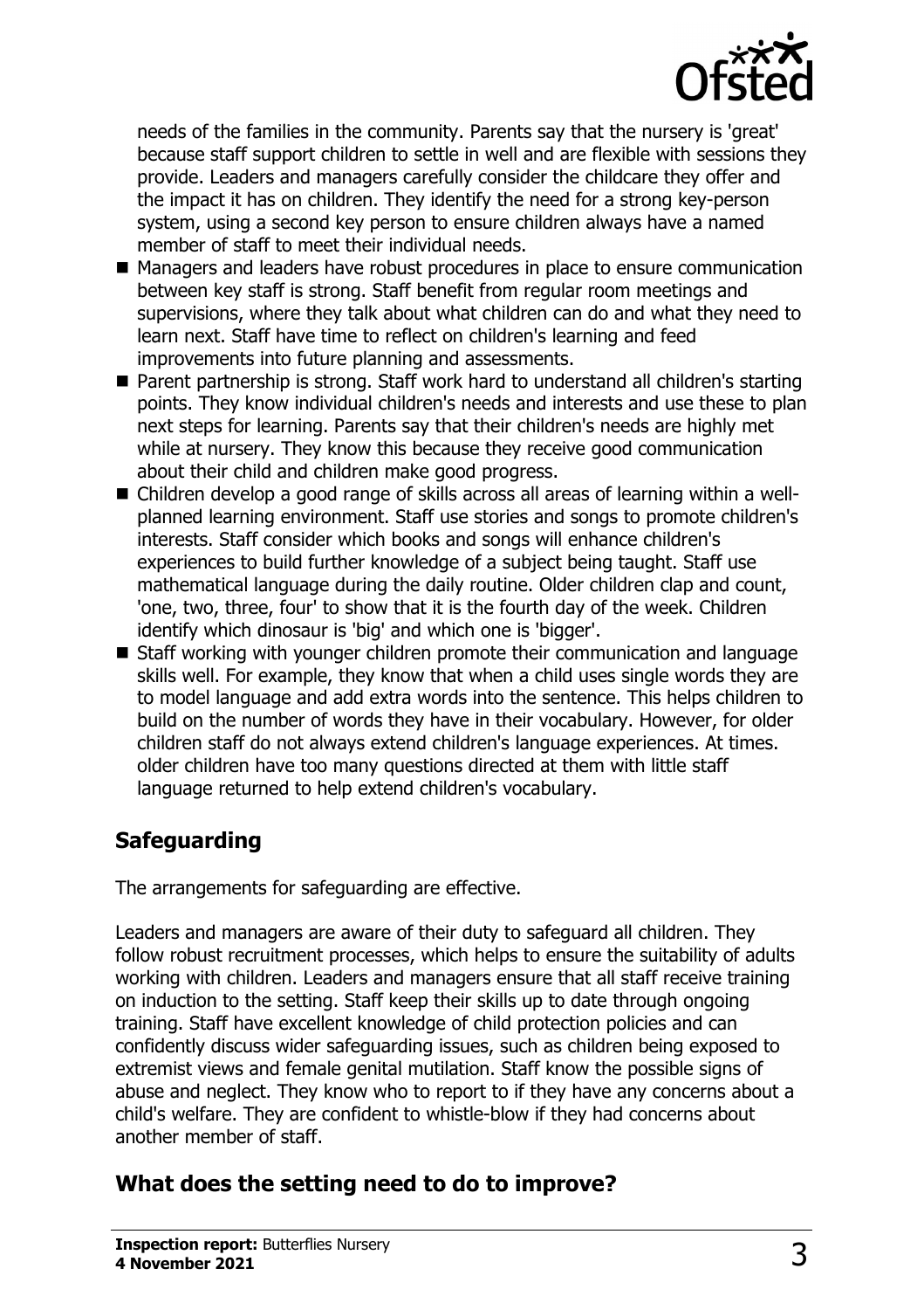needs of the families in the community. Parents say that the nursery is 'great' because staff support children to settle in well and are flexible with sessions they provide. Leaders and managers carefully consider the childcare they offer and the impact it has on children. They identify the need for a strong key-person system, using a second key person to ensure children always have a named member of staff to meet their individual needs.

- Managers and leaders have robust procedures in place to ensure communication between key staff is strong. Staff benefit from regular room meetings and supervisions, where they talk about what children can do and what they need to learn next. Staff have time to reflect on children's learning and feed improvements into future planning and assessments.
- Parent partnership is strong. Staff work hard to understand all children's starting points. They know individual children's needs and interests and use these to plan next steps for learning. Parents say that their children's needs are highly met while at nursery. They know this because they receive good communication about their child and children make good progress.
- Children develop a good range of skills across all areas of learning within a well-planned learning environment. Staff use stories and songs to promote children's interests. Staff consider which books and songs will enhance children's experiences to build further knowledge of a subject being taught. Staff use mathematical language during the daily routine. Older children clap and count, 'one, two, three, four' to show that it is the fourth day of the week. Children identify which dinosaur is 'big' and which one is 'bigger'.
- Staff working with younger children promote their communication and language skills well. For example, they know that when a child uses single words they are to model language and add extra words into the sentence. This helps children to build on the number of words they have in their vocabulary. However, for older children staff do not always extend children's language experiences. At times. older children have too many questions directed at them with little staff language returned to help extend children's vocabulary.

## Safeguarding

The arrangements for safeguarding are effective.

Leaders and managers are aware of their duty to safeguard all children. They follow robust recruitment processes, which helps to ensure the suitability of adults working with children. Leaders and managers ensure that all staff receive training on induction to the setting. Staff keep their skills up to date through ongoing training. Staff have excellent knowledge of child protection policies and can confidently discuss wider safeguarding issues, such as children being exposed to extremist views and female genital mutilation. Staff know the possible signs of abuse and neglect. They know who to report to if they have any concerns about a child's welfare. They are confident to whistle-blow if they had concerns about another member of staff.

## What does the setting need to do to improve?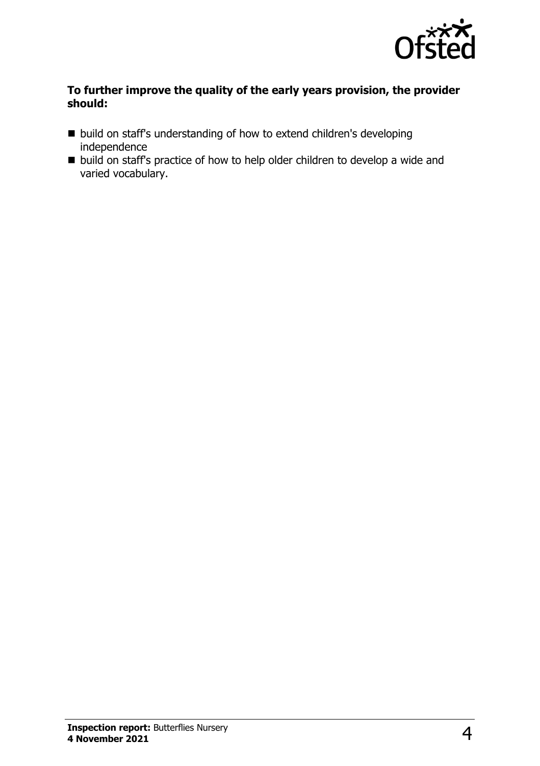**To further improve the quality of the early years provision, the provider should:**

- build on staff's understanding of how to extend children's developing independence
- build on staff's practice of how to help older children to develop a wide and varied vocabulary.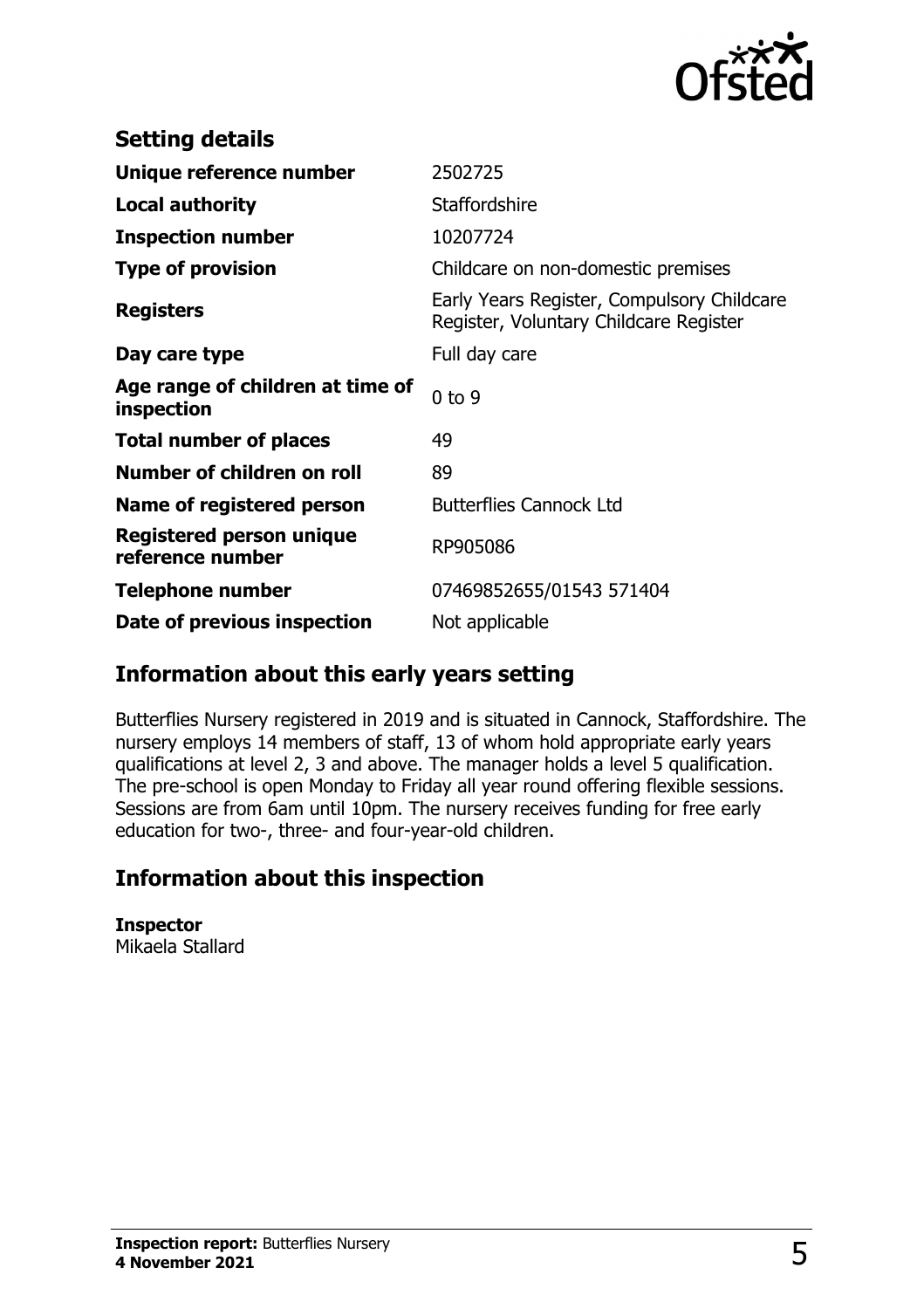## Setting details

| | |
|---|---|
| **Unique reference number** | 2502725 |
| **Local authority** | Staffordshire |
| **Inspection number** | 10207724 |
| **Type of provision** | Childcare on non-domestic premises |
| **Registers** | Early Years Register, Compulsory Childcare Register, Voluntary Childcare Register |
| **Day care type** | Full day care |
| **Age range of children at time of inspection** | 0 to 9 |
| **Total number of places** | 49 |
| **Number of children on roll** | 89 |
| **Name of registered person** | Butterflies Cannock Ltd |
| **Registered person unique reference number** | RP905086 |
| **Telephone number** | 07469852655/01543 571404 |
| **Date of previous inspection** | Not applicable |

## Information about this early years setting

Butterflies Nursery registered in 2019 and is situated in Cannock, Staffordshire. The nursery employs 14 members of staff, 13 of whom hold appropriate early years qualifications at level 2, 3 and above. The manager holds a level 5 qualification. The pre-school is open Monday to Friday all year round offering flexible sessions. Sessions are from 6am until 10pm. The nursery receives funding for free early education for two-, three- and four-year-old children.

## Information about this inspection

**Inspector**
Mikaela Stallard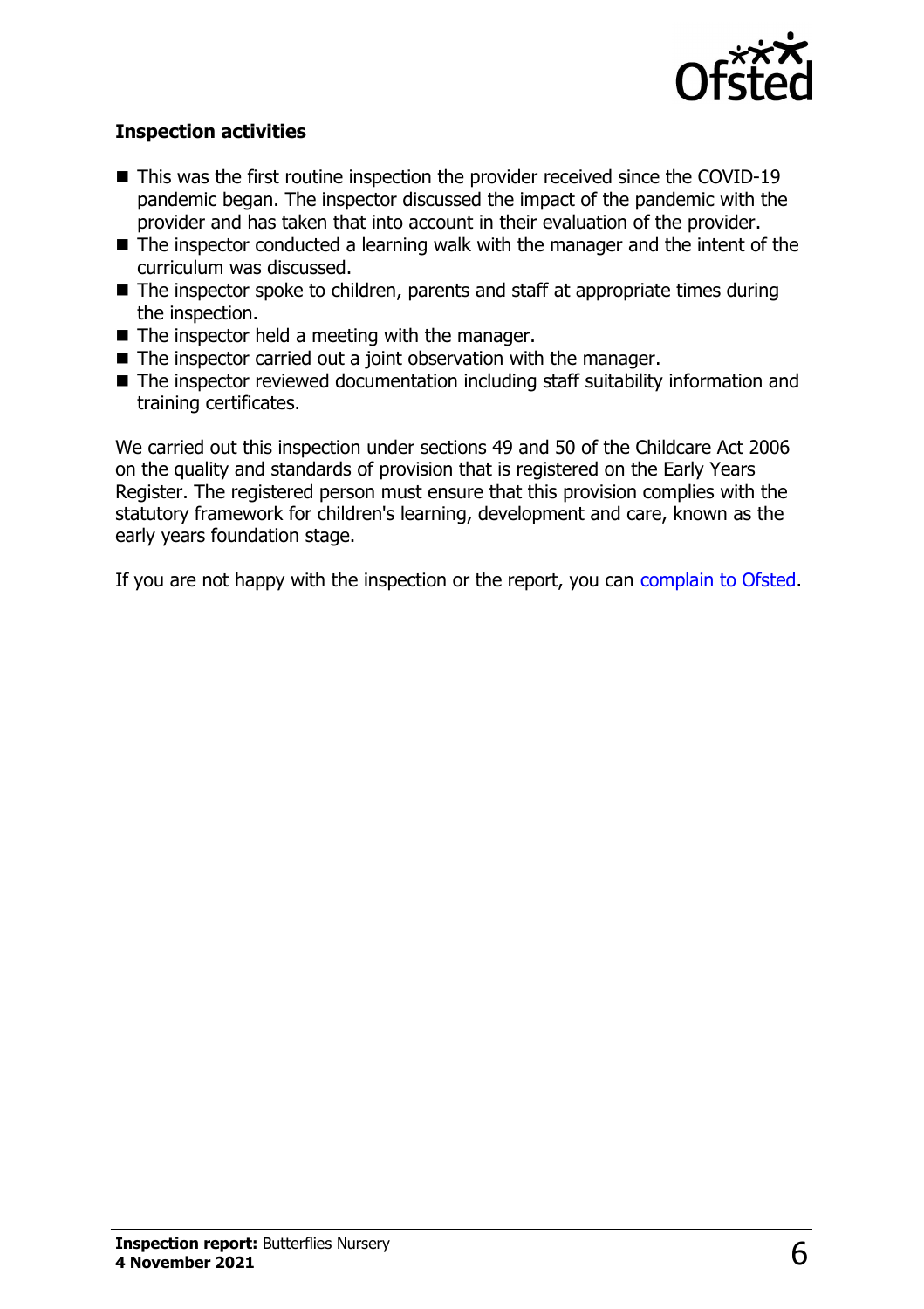### Inspection activities

- This was the first routine inspection the provider received since the COVID-19 pandemic began. The inspector discussed the impact of the pandemic with the provider and has taken that into account in their evaluation of the provider.
- The inspector conducted a learning walk with the manager and the intent of the curriculum was discussed.
- The inspector spoke to children, parents and staff at appropriate times during the inspection.
- The inspector held a meeting with the manager.
- The inspector carried out a joint observation with the manager.
- The inspector reviewed documentation including staff suitability information and training certificates.

We carried out this inspection under sections 49 and 50 of the Childcare Act 2006 on the quality and standards of provision that is registered on the Early Years Register. The registered person must ensure that this provision complies with the statutory framework for children's learning, development and care, known as the early years foundation stage.

If you are not happy with the inspection or the report, you can complain to Ofsted.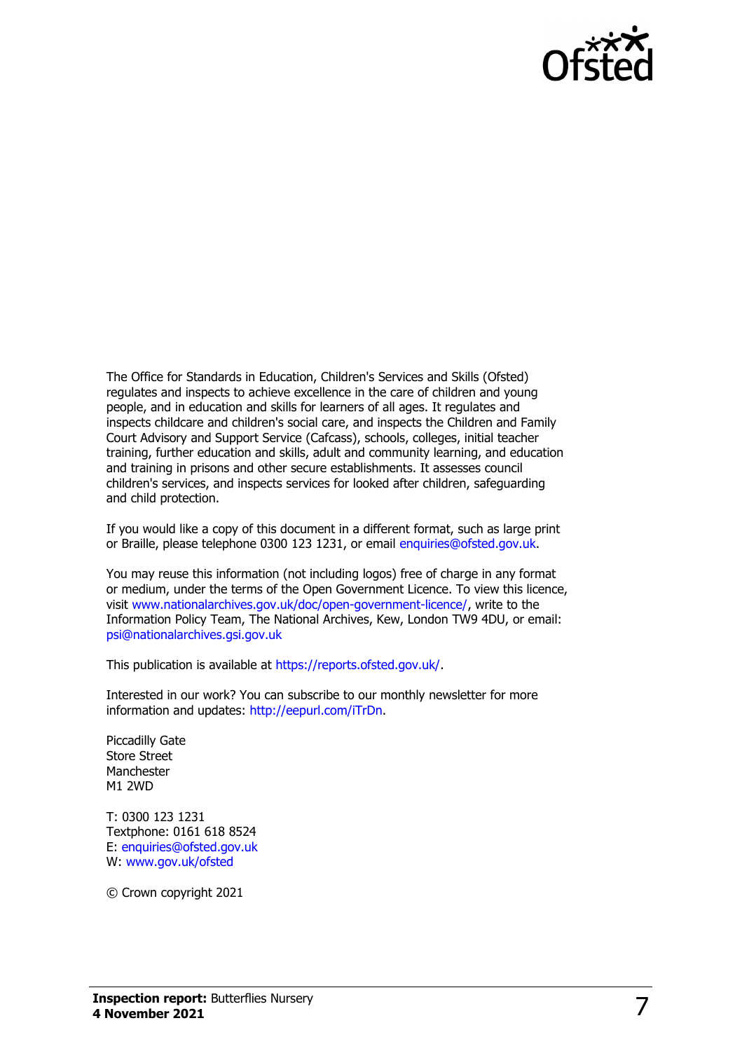The Office for Standards in Education, Children's Services and Skills (Ofsted) regulates and inspects to achieve excellence in the care of children and young people, and in education and skills for learners of all ages. It regulates and inspects childcare and children's social care, and inspects the Children and Family Court Advisory and Support Service (Cafcass), schools, colleges, initial teacher training, further education and skills, adult and community learning, and education and training in prisons and other secure establishments. It assesses council children's services, and inspects services for looked after children, safeguarding and child protection.

If you would like a copy of this document in a different format, such as large print or Braille, please telephone 0300 123 1231, or email enquiries@ofsted.gov.uk.

You may reuse this information (not including logos) free of charge in any format or medium, under the terms of the Open Government Licence. To view this licence, visit www.nationalarchives.gov.uk/doc/open-government-licence/, write to the Information Policy Team, The National Archives, Kew, London TW9 4DU, or email: psi@nationalarchives.gsi.gov.uk

This publication is available at https://reports.ofsted.gov.uk/.

Interested in our work? You can subscribe to our monthly newsletter for more information and updates: http://eepurl.com/iTrDn.

Piccadilly Gate
Store Street
Manchester
M1 2WD

T: 0300 123 1231
Textphone: 0161 618 8524
E: enquiries@ofsted.gov.uk
W: www.gov.uk/ofsted

© Crown copyright 2021